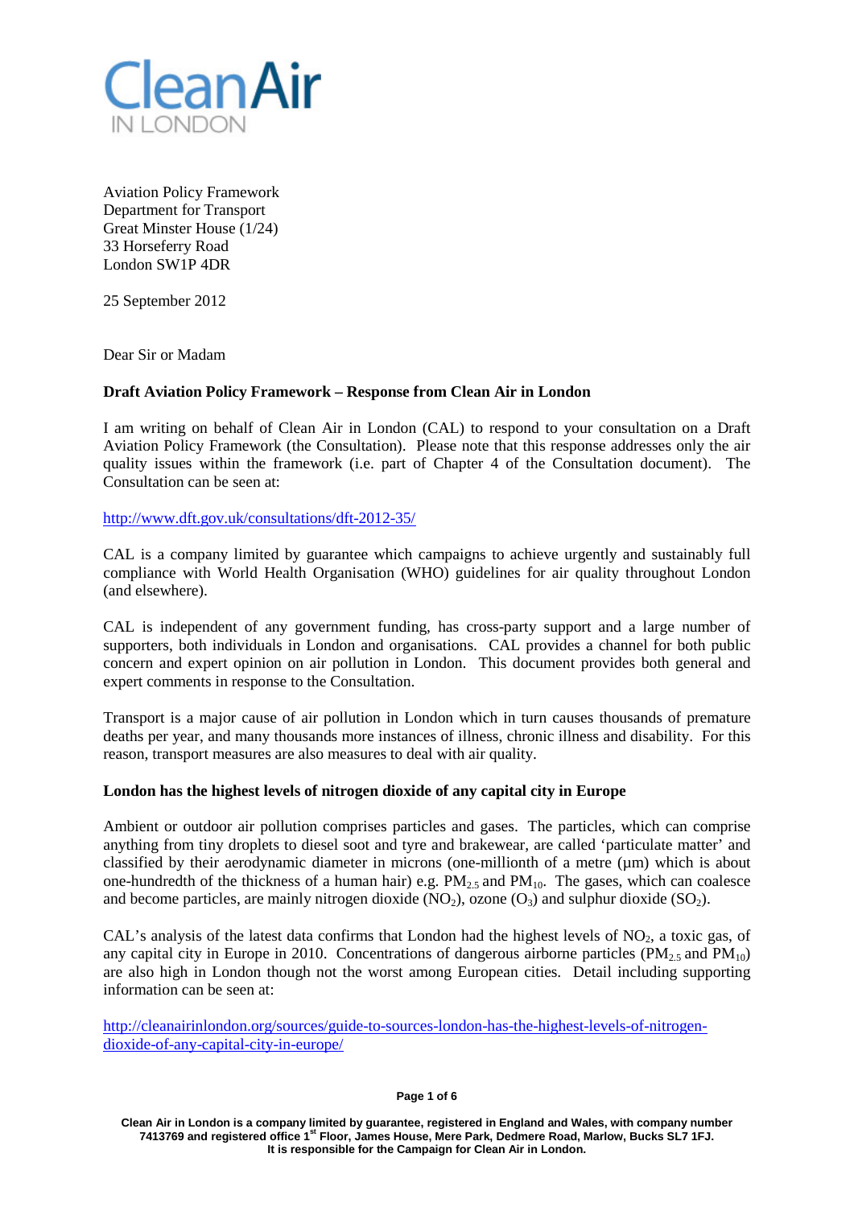Clean Air IN LONDON

Aviation Policy Framework
Department for Transport
Great Minster House (1/24)
33 Horseferry Road
London SW1P 4DR

25 September 2012

Dear Sir or Madam

**Draft Aviation Policy Framework – Response from Clean Air in London**

I am writing on behalf of Clean Air in London (CAL) to respond to your consultation on a Draft Aviation Policy Framework (the Consultation). Please note that this response addresses only the air quality issues within the framework (i.e. part of Chapter 4 of the Consultation document). The Consultation can be seen at:

http://www.dft.gov.uk/consultations/dft-2012-35/

CAL is a company limited by guarantee which campaigns to achieve urgently and sustainably full compliance with World Health Organisation (WHO) guidelines for air quality throughout London (and elsewhere).

CAL is independent of any government funding, has cross-party support and a large number of supporters, both individuals in London and organisations. CAL provides a channel for both public concern and expert opinion on air pollution in London. This document provides both general and expert comments in response to the Consultation.

Transport is a major cause of air pollution in London which in turn causes thousands of premature deaths per year, and many thousands more instances of illness, chronic illness and disability. For this reason, transport measures are also measures to deal with air quality.

**London has the highest levels of nitrogen dioxide of any capital city in Europe**

Ambient or outdoor air pollution comprises particles and gases. The particles, which can comprise anything from tiny droplets to diesel soot and tyre and brakewear, are called 'particulate matter' and classified by their aerodynamic diameter in microns (one-millionth of a metre (μm) which is about one-hundredth of the thickness of a human hair) e.g. $PM_{2.5}$ and $PM_{10}$. The gases, which can coalesce and become particles, are mainly nitrogen dioxide ($NO_2$), ozone ($O_3$) and sulphur dioxide ($SO_2$).

CAL's analysis of the latest data confirms that London had the highest levels of $NO_2$, a toxic gas, of any capital city in Europe in 2010. Concentrations of dangerous airborne particles ($PM_{2.5}$ and $PM_{10}$) are also high in London though not the worst among European cities. Detail including supporting information can be seen at:

http://cleanairinlondon.org/sources/guide-to-sources-london-has-the-highest-levels-of-nitrogen-dioxide-of-any-capital-city-in-europe/

Clean Air in London is a company limited by guarantee, registered in England and Wales, with company number 7413769 and registered office 1st Floor, James House, Mere Park, Dedmere Road, Marlow, Bucks SL7 1FJ. It is responsible for the Campaign for Clean Air in London.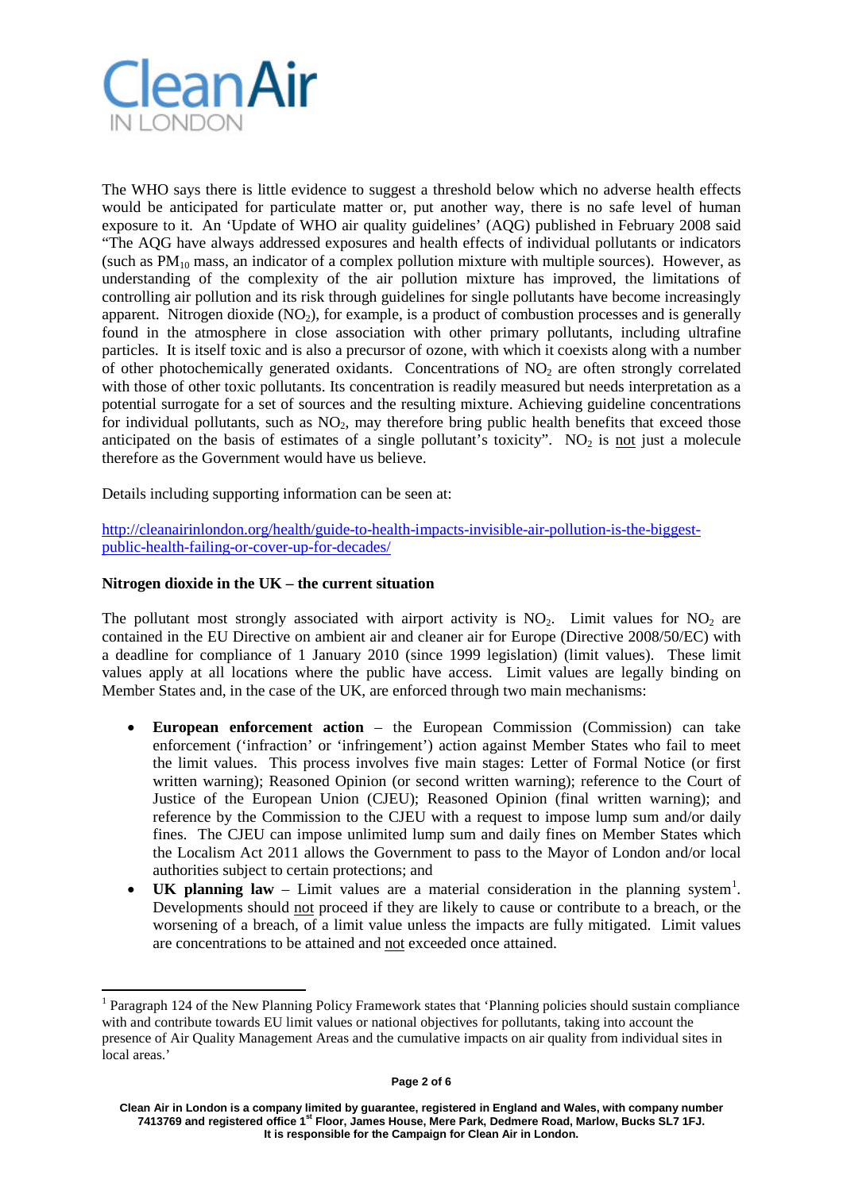The WHO says there is little evidence to suggest a threshold below which no adverse health effects would be anticipated for particulate matter or, put another way, there is no safe level of human exposure to it. An 'Update of WHO air quality guidelines' (AQG) published in February 2008 said "The AQG have always addressed exposures and health effects of individual pollutants or indicators (such as $PM_{10}$ mass, an indicator of a complex pollution mixture with multiple sources). However, as understanding of the complexity of the air pollution mixture has improved, the limitations of controlling air pollution and its risk through guidelines for single pollutants have become increasingly apparent. Nitrogen dioxide ($NO_2$), for example, is a product of combustion processes and is generally found in the atmosphere in close association with other primary pollutants, including ultrafine particles. It is itself toxic and is also a precursor of ozone, with which it coexists along with a number of other photochemically generated oxidants. Concentrations of $NO_2$ are often strongly correlated with those of other toxic pollutants. Its concentration is readily measured but needs interpretation as a potential surrogate for a set of sources and the resulting mixture. Achieving guideline concentrations for individual pollutants, such as $NO_2$, may therefore bring public health benefits that exceed those anticipated on the basis of estimates of a single pollutant's toxicity". $NO_2$ is not just a molecule therefore as the Government would have us believe.

Details including supporting information can be seen at:

[http://cleanairinlondon.org/health/guide-to-health-impacts-invisible-air-pollution-is-the-biggest-public-health-failing-or-cover-up-for-decades/](http://cleanairinlondon.org/health/guide-to-health-impacts-invisible-air-pollution-is-the-biggest-public-health-failing-or-cover-up-for-decades/)

**Nitrogen dioxide in the UK – the current situation**

The pollutant most strongly associated with airport activity is $NO_2$. Limit values for $NO_2$ are contained in the EU Directive on ambient air and cleaner air for Europe (Directive 2008/50/EC) with a deadline for compliance of 1 January 2010 (since 1999 legislation) (limit values). These limit values apply at all locations where the public have access. Limit values are legally binding on Member States and, in the case of the UK, are enforced through two main mechanisms:

- **European enforcement action** – the European Commission (Commission) can take enforcement ('infraction' or 'infringement') action against Member States who fail to meet the limit values. This process involves five main stages: Letter of Formal Notice (or first written warning); Reasoned Opinion (or second written warning); reference to the Court of Justice of the European Union (CJEU); Reasoned Opinion (final written warning); and reference by the Commission to the CJEU with a request to impose lump sum and/or daily fines. The CJEU can impose unlimited lump sum and daily fines on Member States which the Localism Act 2011 allows the Government to pass to the Mayor of London and/or local authorities subject to certain protections; and
- **UK planning law** – Limit values are a material consideration in the planning system[1]. Developments should not proceed if they are likely to cause or contribute to a breach, or the worsening of a breach, of a limit value unless the impacts are fully mitigated. Limit values are concentrations to be attained and not exceeded once attained.

[1] Paragraph 124 of the New Planning Policy Framework states that 'Planning policies should sustain compliance with and contribute towards EU limit values or national objectives for pollutants, taking into account the presence of Air Quality Management Areas and the cumulative impacts on air quality from individual sites in local areas.'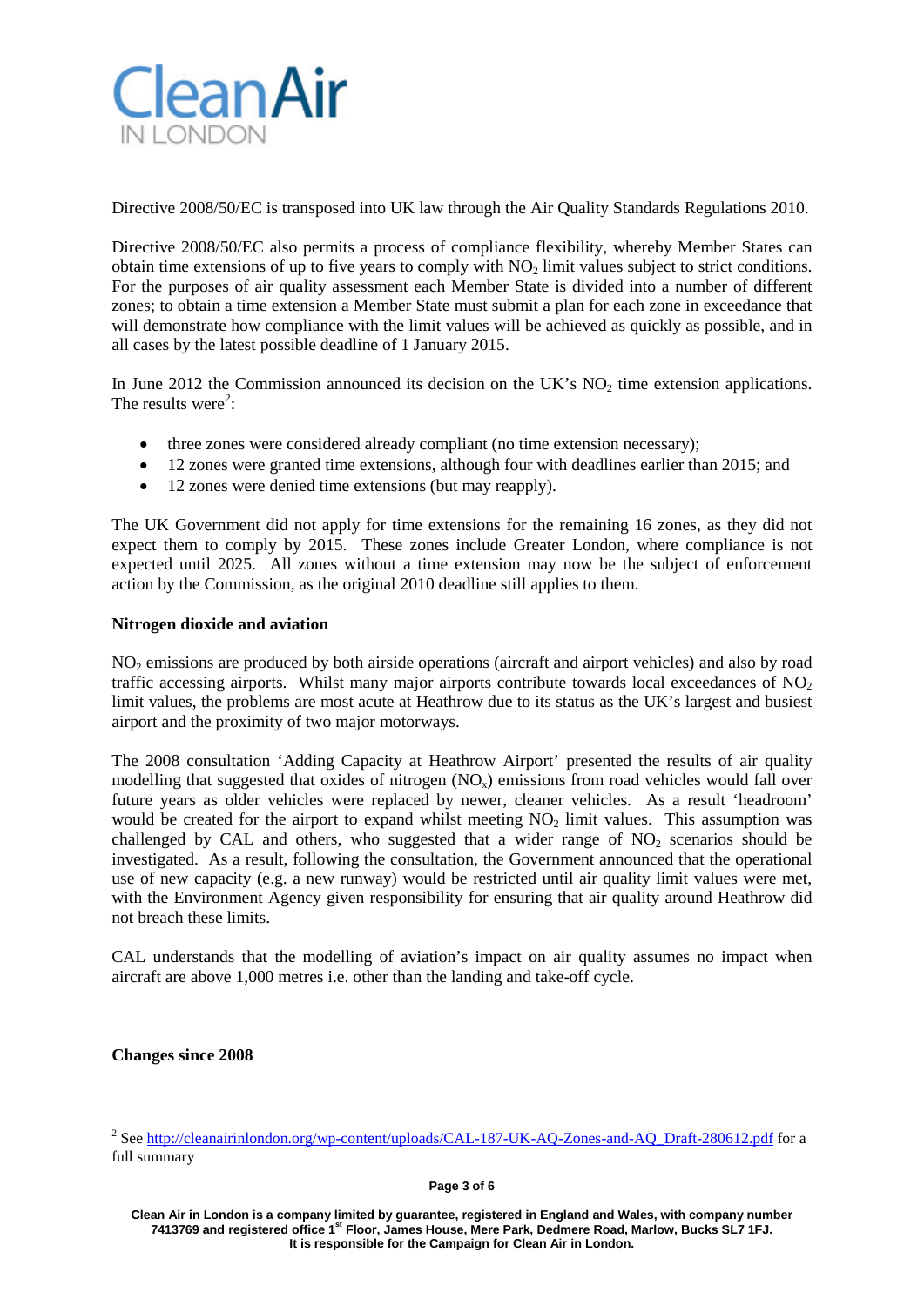Directive 2008/50/EC is transposed into UK law through the Air Quality Standards Regulations 2010.

Directive 2008/50/EC also permits a process of compliance flexibility, whereby Member States can obtain time extensions of up to five years to comply with $NO_2$ limit values subject to strict conditions. For the purposes of air quality assessment each Member State is divided into a number of different zones; to obtain a time extension a Member State must submit a plan for each zone in exceedance that will demonstrate how compliance with the limit values will be achieved as quickly as possible, and in all cases by the latest possible deadline of 1 January 2015.

In June 2012 the Commission announced its decision on the UK's $NO_2$ time extension applications. The results were[2]:

- three zones were considered already compliant (no time extension necessary);
- 12 zones were granted time extensions, although four with deadlines earlier than 2015; and
- 12 zones were denied time extensions (but may reapply).

The UK Government did not apply for time extensions for the remaining 16 zones, as they did not expect them to comply by 2015. These zones include Greater London, where compliance is not expected until 2025. All zones without a time extension may now be the subject of enforcement action by the Commission, as the original 2010 deadline still applies to them.

**Nitrogen dioxide and aviation**

$NO_2$ emissions are produced by both airside operations (aircraft and airport vehicles) and also by road traffic accessing airports. Whilst many major airports contribute towards local exceedances of $NO_2$ limit values, the problems are most acute at Heathrow due to its status as the UK's largest and busiest airport and the proximity of two major motorways.

The 2008 consultation 'Adding Capacity at Heathrow Airport' presented the results of air quality modelling that suggested that oxides of nitrogen ($NO_x$) emissions from road vehicles would fall over future years as older vehicles were replaced by newer, cleaner vehicles. As a result 'headroom' would be created for the airport to expand whilst meeting $NO_2$ limit values. This assumption was challenged by CAL and others, who suggested that a wider range of $NO_2$ scenarios should be investigated. As a result, following the consultation, the Government announced that the operational use of new capacity (e.g. a new runway) would be restricted until air quality limit values were met, with the Environment Agency given responsibility for ensuring that air quality around Heathrow did not breach these limits.

CAL understands that the modelling of aviation's impact on air quality assumes no impact when aircraft are above 1,000 metres i.e. other than the landing and take-off cycle.

**Changes since 2008**

[2] See http://cleanairinlondon.org/wp-content/uploads/CAL-187-UK-AQ-Zones-and-AQ_Draft-280612.pdf for a full summary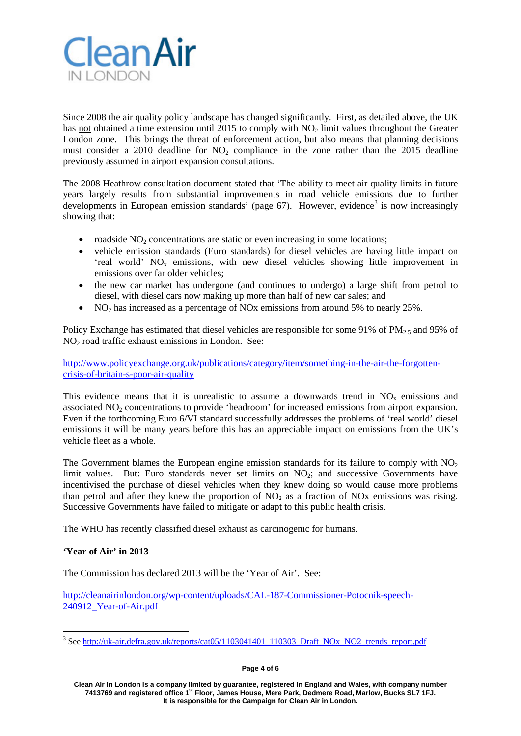Since 2008 the air quality policy landscape has changed significantly. First, as detailed above, the UK has not obtained a time extension until 2015 to comply with $NO_2$ limit values throughout the Greater London zone. This brings the threat of enforcement action, but also means that planning decisions must consider a 2010 deadline for $NO_2$ compliance in the zone rather than the 2015 deadline previously assumed in airport expansion consultations.

The 2008 Heathrow consultation document stated that 'The ability to meet air quality limits in future years largely results from substantial improvements in road vehicle emissions due to further developments in European emission standards' (page 67). However, evidence[3] is now increasingly showing that:

- roadside $NO_2$ concentrations are static or even increasing in some locations;
- vehicle emission standards (Euro standards) for diesel vehicles are having little impact on 'real world' $NO_x$ emissions, with new diesel vehicles showing little improvement in emissions over far older vehicles;
- the new car market has undergone (and continues to undergo) a large shift from petrol to diesel, with diesel cars now making up more than half of new car sales; and
- $NO_2$ has increased as a percentage of NOx emissions from around 5% to nearly 25%.

Policy Exchange has estimated that diesel vehicles are responsible for some 91% of $PM_{2.5}$ and 95% of $NO_2$ road traffic exhaust emissions in London. See:

http://www.policyexchange.org.uk/publications/category/item/something-in-the-air-the-forgotten-crisis-of-britain-s-poor-air-quality

This evidence means that it is unrealistic to assume a downwards trend in $NO_x$ emissions and associated $NO_2$ concentrations to provide 'headroom' for increased emissions from airport expansion. Even if the forthcoming Euro 6/VI standard successfully addresses the problems of 'real world' diesel emissions it will be many years before this has an appreciable impact on emissions from the UK's vehicle fleet as a whole.

The Government blames the European engine emission standards for its failure to comply with $NO_2$ limit values. But: Euro standards never set limits on $NO_2$; and successive Governments have incentivised the purchase of diesel vehicles when they knew doing so would cause more problems than petrol and after they knew the proportion of $NO_2$ as a fraction of NOx emissions was rising. Successive Governments have failed to mitigate or adapt to this public health crisis.

The WHO has recently classified diesel exhaust as carcinogenic for humans.

**'Year of Air' in 2013**

The Commission has declared 2013 will be the 'Year of Air'. See:

http://cleanairinlondon.org/wp-content/uploads/CAL-187-Commissioner-Potocnik-speech-240912_Year-of-Air.pdf

---

[3] See http://uk-air.defra.gov.uk/reports/cat05/1103041401_110303_Draft_NOx_NO2_trends_report.pdf

**Clean Air in London is a company limited by guarantee, registered in England and Wales, with company number 7413769 and registered office 1st Floor, James House, Mere Park, Dedmere Road, Marlow, Bucks SL7 1FJ. It is responsible for the Campaign for Clean Air in London.**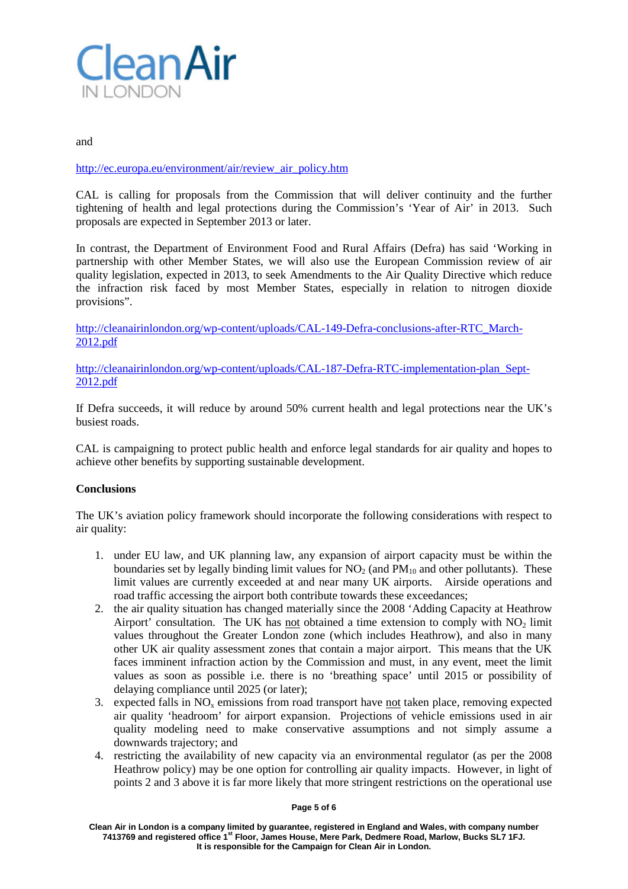and

http://ec.europa.eu/environment/air/review_air_policy.htm

CAL is calling for proposals from the Commission that will deliver continuity and the further tightening of health and legal protections during the Commission's 'Year of Air' in 2013. Such proposals are expected in September 2013 or later.

In contrast, the Department of Environment Food and Rural Affairs (Defra) has said 'Working in partnership with other Member States, we will also use the European Commission review of air quality legislation, expected in 2013, to seek Amendments to the Air Quality Directive which reduce the infraction risk faced by most Member States, especially in relation to nitrogen dioxide provisions".

http://cleanairinlondon.org/wp-content/uploads/CAL-149-Defra-conclusions-after-RTC_March-2012.pdf

http://cleanairinlondon.org/wp-content/uploads/CAL-187-Defra-RTC-implementation-plan_Sept-2012.pdf

If Defra succeeds, it will reduce by around 50% current health and legal protections near the UK's busiest roads.

CAL is campaigning to protect public health and enforce legal standards for air quality and hopes to achieve other benefits by supporting sustainable development.

**Conclusions**

The UK's aviation policy framework should incorporate the following considerations with respect to air quality:

1. under EU law, and UK planning law, any expansion of airport capacity must be within the boundaries set by legally binding limit values for $NO_2$ (and $PM_{10}$ and other pollutants). These limit values are currently exceeded at and near many UK airports. Airside operations and road traffic accessing the airport both contribute towards these exceedances;
2. the air quality situation has changed materially since the 2008 'Adding Capacity at Heathrow Airport' consultation. The UK has not obtained a time extension to comply with $NO_2$ limit values throughout the Greater London zone (which includes Heathrow), and also in many other UK air quality assessment zones that contain a major airport. This means that the UK faces imminent infraction action by the Commission and must, in any event, meet the limit values as soon as possible i.e. there is no 'breathing space' until 2015 or possibility of delaying compliance until 2025 (or later);
3. expected falls in $NO_x$ emissions from road transport have not taken place, removing expected air quality 'headroom' for airport expansion. Projections of vehicle emissions used in air quality modeling need to make conservative assumptions and not simply assume a downwards trajectory; and
4. restricting the availability of new capacity via an environmental regulator (as per the 2008 Heathrow policy) may be one option for controlling air quality impacts. However, in light of points 2 and 3 above it is far more likely that more stringent restrictions on the operational use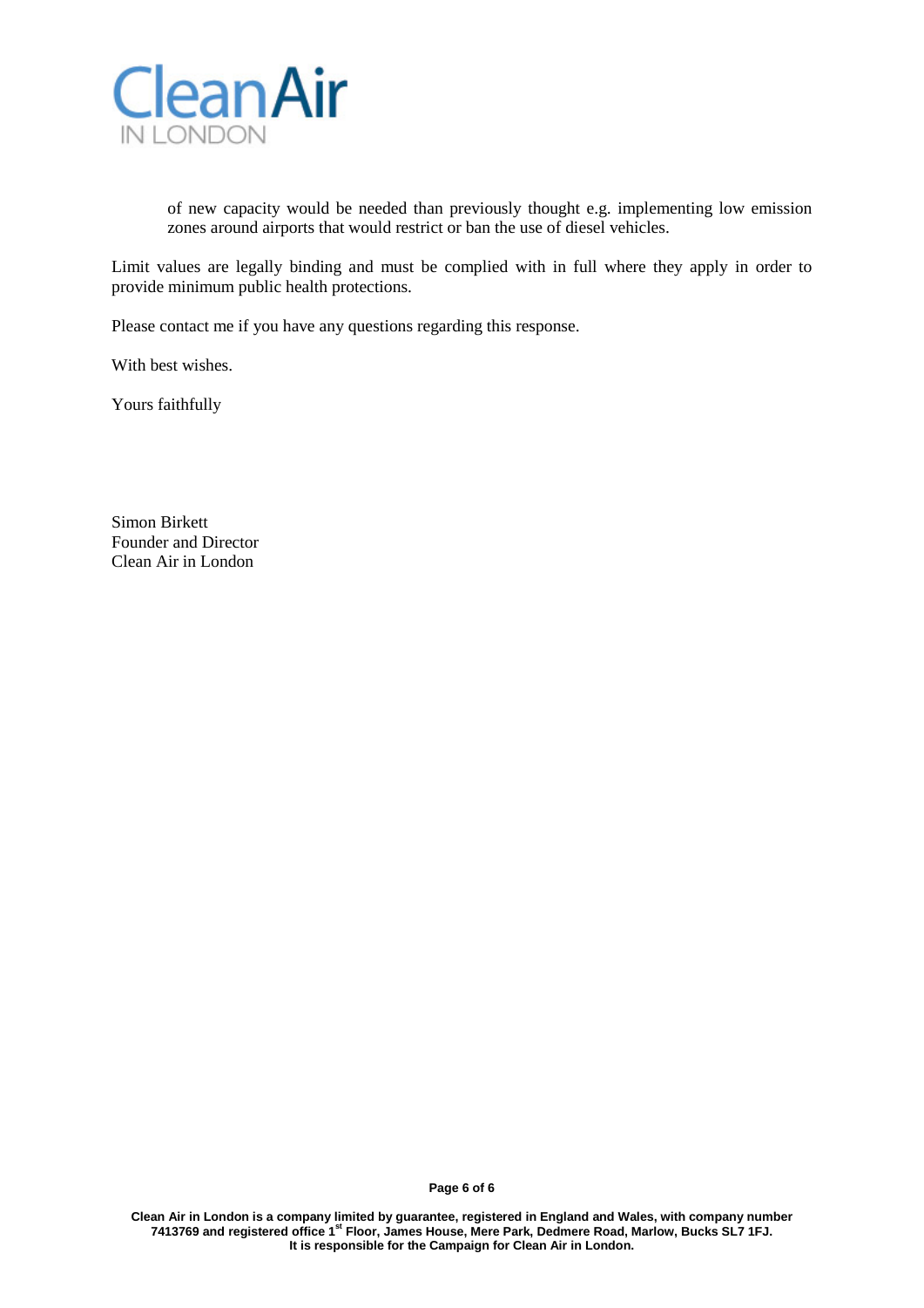of new capacity would be needed than previously thought e.g. implementing low emission zones around airports that would restrict or ban the use of diesel vehicles.

Limit values are legally binding and must be complied with in full where they apply in order to provide minimum public health protections.

Please contact me if you have any questions regarding this response.

With best wishes.

Yours faithfully

Simon Birkett
Founder and Director
Clean Air in London

**Clean Air in London is a company limited by guarantee, registered in England and Wales, with company number 7413769 and registered office 1st Floor, James House, Mere Park, Dedmere Road, Marlow, Bucks SL7 1FJ. It is responsible for the Campaign for Clean Air in London.**